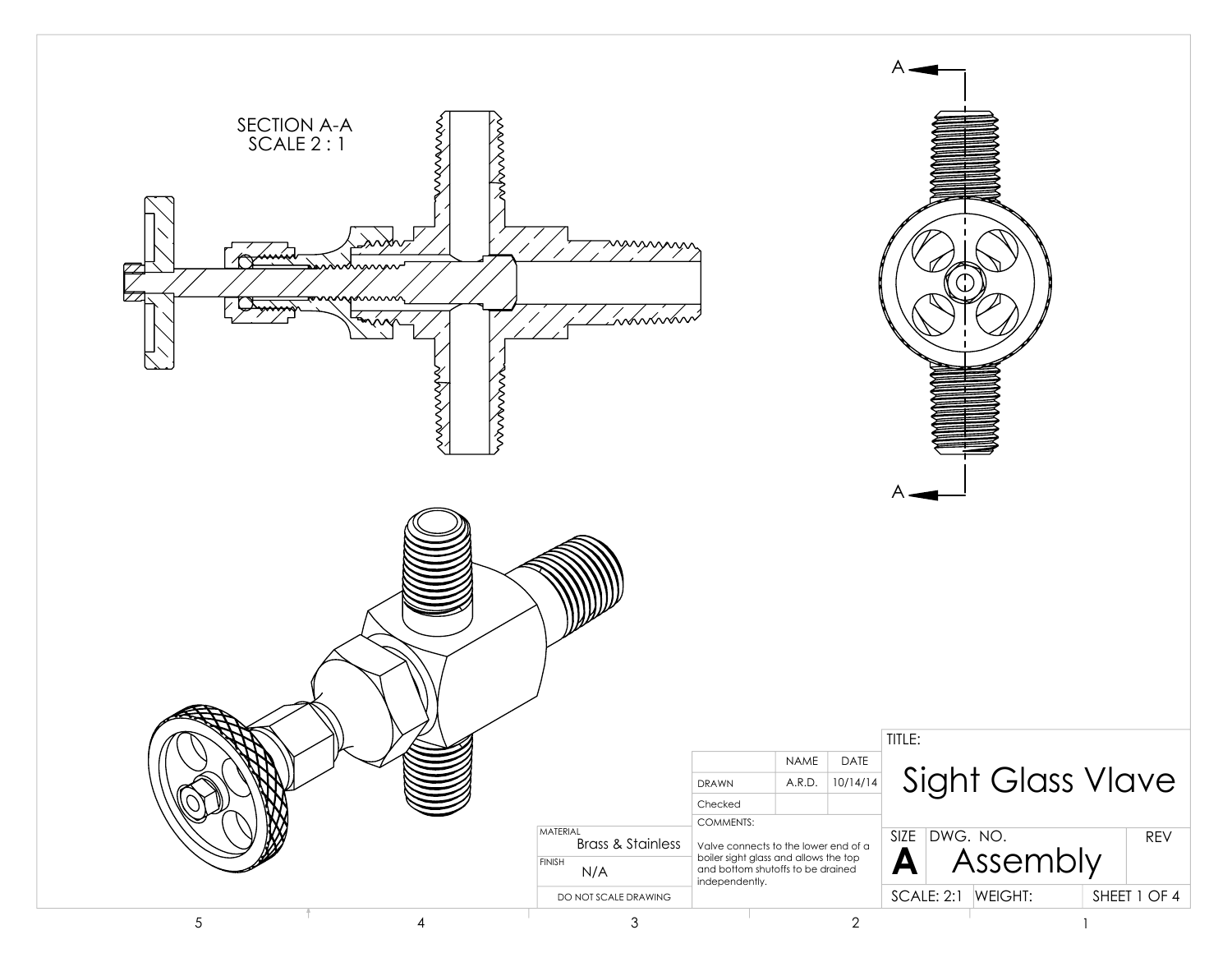SECTION A-A
SCALE 2 : 1

A

A

| | NAME | DATE |
|---|---|---|
| DRAWN | A.R.D. | 10/14/14 |
| Checked | | |

COMMENTS:

Valve connects to the lower end of a boiler sight glass and allows the top and bottom shutoffs to be drained independently.

MATERIAL
Brass & Stainless

FINISH
N/A

DO NOT SCALE DRAWING

TITLE:

# Sight Glass Vlave

| SIZE | DWG. NO. | REV |
|---|---|---|
| A | Assembly | |

| SCALE: 2:1 | WEIGHT: | SHEET 1 OF 4 |
|---|---|---|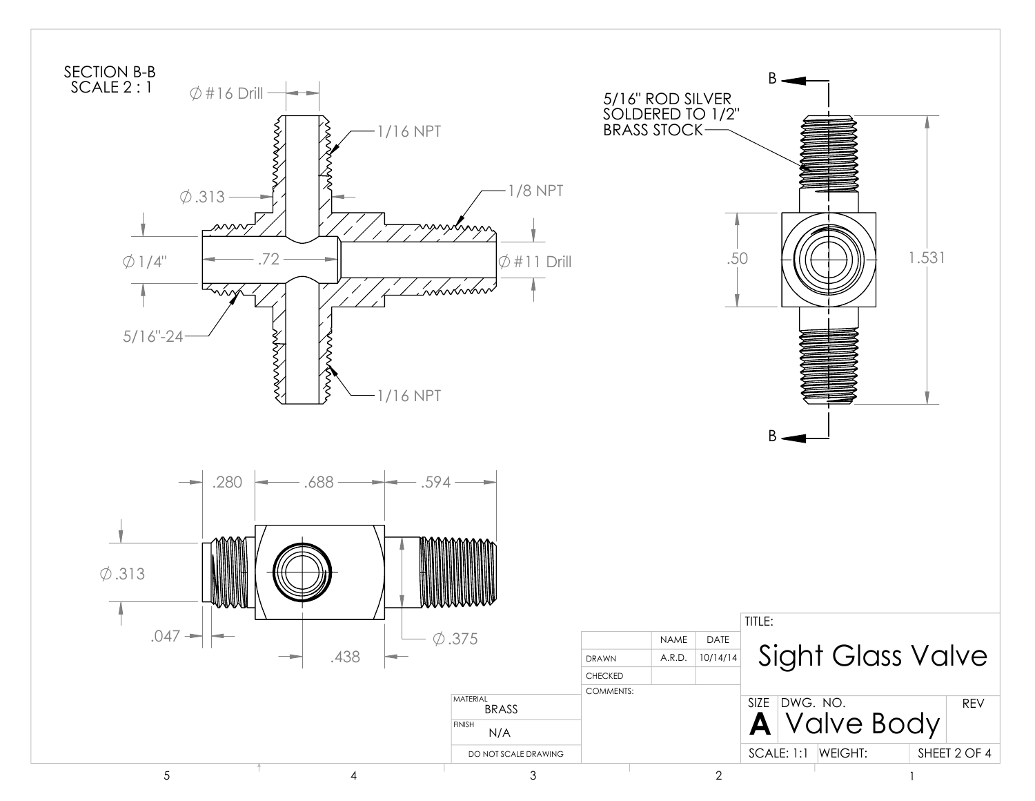SECTION B-B
SCALE 2 : 1

- Ø #16 Drill
- 1/16 NPT
- Ø .313
- 1/8 NPT
- Ø 1/4"
- .72
- Ø #11 Drill
- 5/16"-24
- 1/16 NPT

5/16" ROD SILVER SOLDERED TO 1/2" BRASS STOCK

- B
- .50
- 1.531
- B

- .280
- .688
- .594
- Ø .313
- .047
- .438
- Ø .375

| | NAME | DATE |
|---|---|---|
| DRAWN | A.R.D. | 10/14/14 |
| CHECKED | | |
| COMMENTS: | | |

| MATERIAL |
|---|
| BRASS |
| FINISH N/A |
| DO NOT SCALE DRAWING |

TITLE:

# Sight Glass Valve

| SIZE | DWG. NO. | REV |
|---|---|---|
| A | Valve Body | |

| SCALE: 1:1 | WEIGHT: | SHEET 2 OF 4 |
|---|---|---|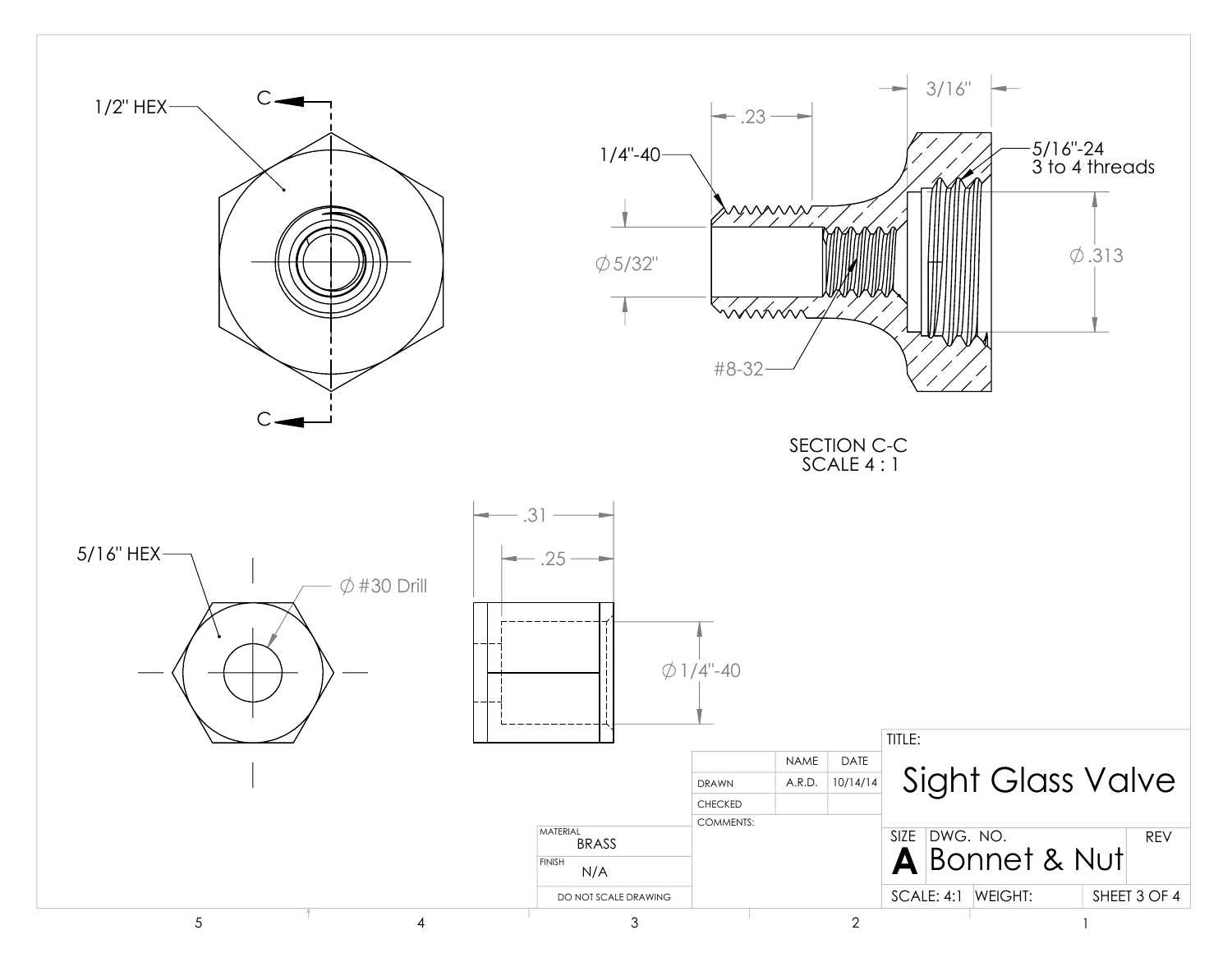1/2" HEX

C

C

3/16"

.23

1/4"-40

5/16"-24
3 to 4 threads

∅ 5/32"

∅ .313

#8-32

SECTION C-C
SCALE 4 : 1

.31

.25

5/16" HEX

∅ #30 Drill

∅ 1/4"-40

| | NAME | DATE |
|---|---|---|
| DRAWN | A.R.D. | 10/14/14 |
| CHECKED | | |
| COMMENTS: | | |

| | |
|---|---|
| MATERIAL | BRASS |
| FINISH | N/A |
| DO NOT SCALE DRAWING | |

TITLE:

# Sight Glass Valve

| SIZE | DWG. NO. | REV |
|---|---|---|
| A | Bonnet & Nut | |
| SCALE: 4:1 | WEIGHT: | SHEET 3 OF 4 |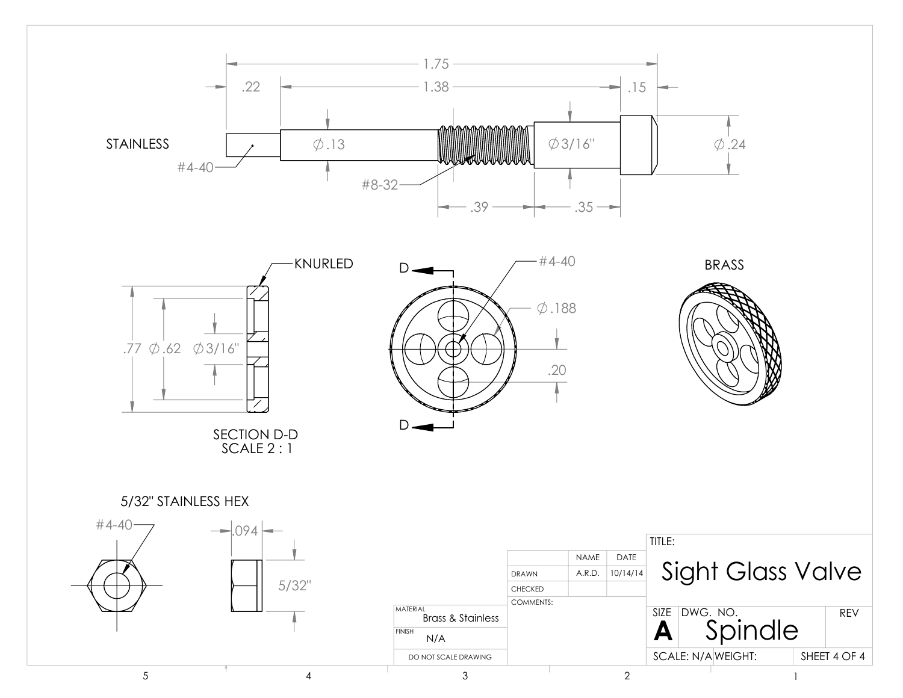STAINLESS

1.75

.22

1.38

.15

Ø.13

Ø3/16"

Ø.24

#4-40

#8-32

.39

.35

KNURLED

.77 Ø.62 Ø3/16"

SECTION D-D
SCALE 2 : 1

D

D

#4-40

Ø.188

.20

BRASS

5/32" STAINLESS HEX

#4-40

.094

5/32"

| | NAME | DATE |
|---|---|---|
| DRAWN | A.R.D. | 10/14/14 |
| CHECKED | | |
| COMMENTS: | | |

MATERIAL: Brass & Stainless

FINISH: N/A

DO NOT SCALE DRAWING

TITLE: Sight Glass Valve

| SIZE | DWG. NO. | REV |
|---|---|---|
| A | Spindle | |

| SCALE: N/A | WEIGHT: | SHEET 4 OF 4 |
|---|---|---|